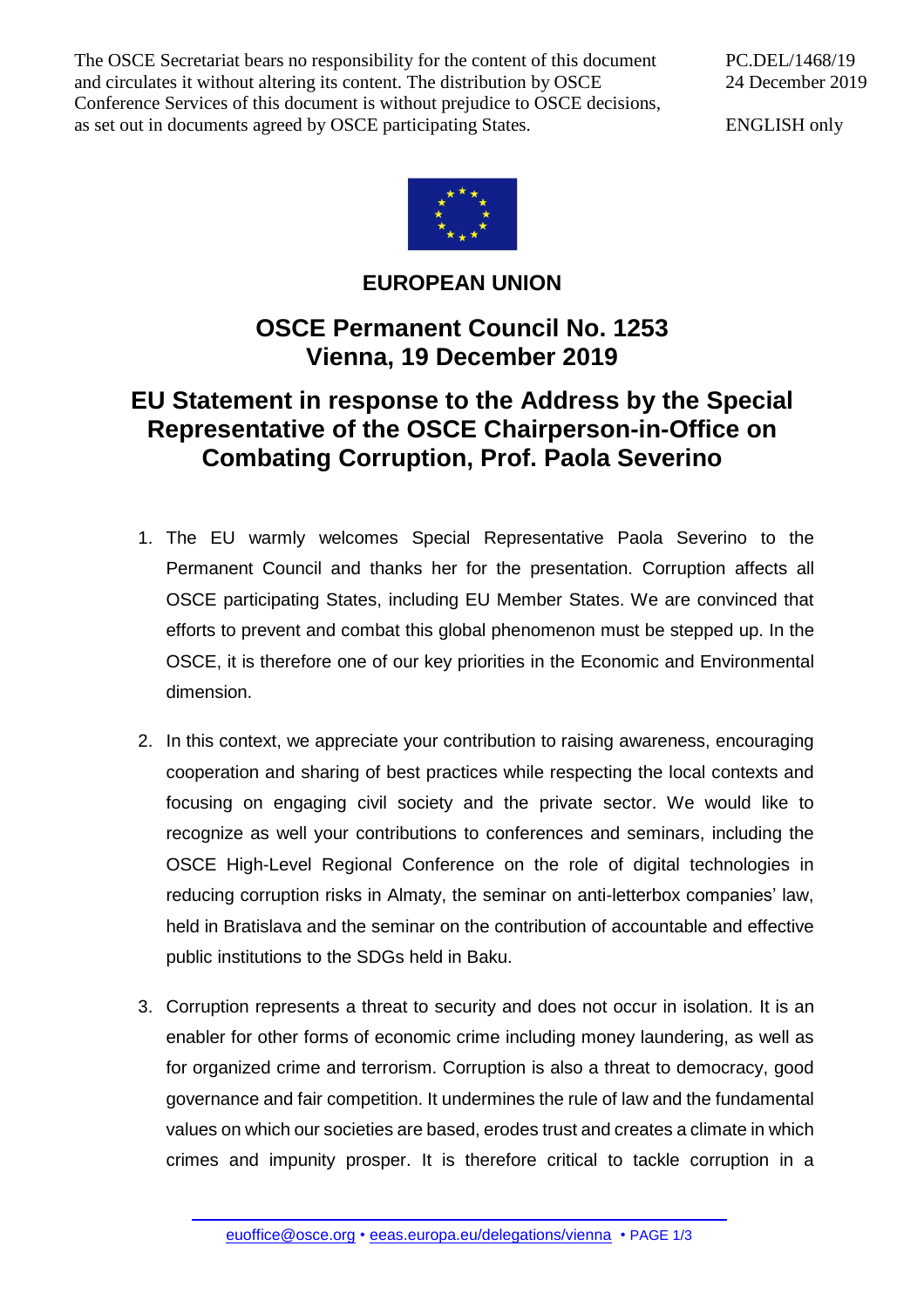The OSCE Secretariat bears no responsibility for the content of this document and circulates it without altering its content. The distribution by OSCE Conference Services of this document is without prejudice to OSCE decisions, as set out in documents agreed by OSCE participating States.

PC.DEL/1468/19
24 December 2019

ENGLISH only

# EUROPEAN UNION

## OSCE Permanent Council No. 1253
## Vienna, 19 December 2019

## EU Statement in response to the Address by the Special Representative of the OSCE Chairperson-in-Office on Combating Corruption, Prof. Paola Severino

1. The EU warmly welcomes Special Representative Paola Severino to the Permanent Council and thanks her for the presentation. Corruption affects all OSCE participating States, including EU Member States. We are convinced that efforts to prevent and combat this global phenomenon must be stepped up. In the OSCE, it is therefore one of our key priorities in the Economic and Environmental dimension.

2. In this context, we appreciate your contribution to raising awareness, encouraging cooperation and sharing of best practices while respecting the local contexts and focusing on engaging civil society and the private sector. We would like to recognize as well your contributions to conferences and seminars, including the OSCE High-Level Regional Conference on the role of digital technologies in reducing corruption risks in Almaty, the seminar on anti-letterbox companies' law, held in Bratislava and the seminar on the contribution of accountable and effective public institutions to the SDGs held in Baku.

3. Corruption represents a threat to security and does not occur in isolation. It is an enabler for other forms of economic crime including money laundering, as well as for organized crime and terrorism. Corruption is also a threat to democracy, good governance and fair competition. It undermines the rule of law and the fundamental values on which our societies are based, erodes trust and creates a climate in which crimes and impunity prosper. It is therefore critical to tackle corruption in a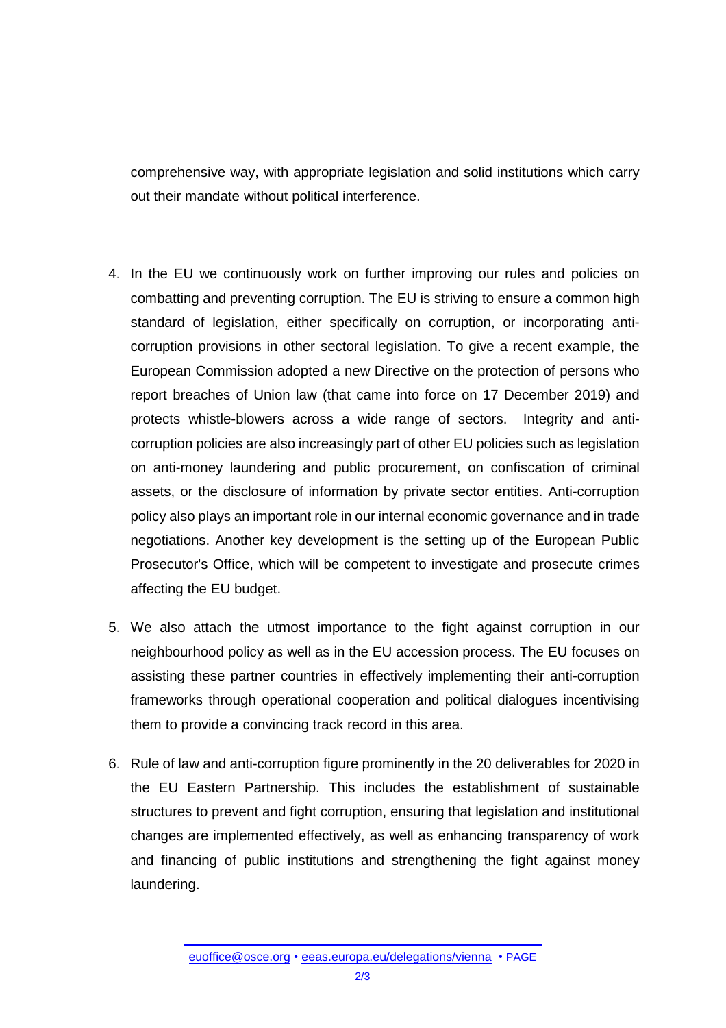comprehensive way, with appropriate legislation and solid institutions which carry out their mandate without political interference.

4. In the EU we continuously work on further improving our rules and policies on combatting and preventing corruption. The EU is striving to ensure a common high standard of legislation, either specifically on corruption, or incorporating anti-corruption provisions in other sectoral legislation. To give a recent example, the European Commission adopted a new Directive on the protection of persons who report breaches of Union law (that came into force on 17 December 2019) and protects whistle-blowers across a wide range of sectors. Integrity and anti-corruption policies are also increasingly part of other EU policies such as legislation on anti-money laundering and public procurement, on confiscation of criminal assets, or the disclosure of information by private sector entities. Anti-corruption policy also plays an important role in our internal economic governance and in trade negotiations. Another key development is the setting up of the European Public Prosecutor's Office, which will be competent to investigate and prosecute crimes affecting the EU budget.

5. We also attach the utmost importance to the fight against corruption in our neighbourhood policy as well as in the EU accession process. The EU focuses on assisting these partner countries in effectively implementing their anti-corruption frameworks through operational cooperation and political dialogues incentivising them to provide a convincing track record in this area.

6. Rule of law and anti-corruption figure prominently in the 20 deliverables for 2020 in the EU Eastern Partnership. This includes the establishment of sustainable structures to prevent and fight corruption, ensuring that legislation and institutional changes are implemented effectively, as well as enhancing transparency of work and financing of public institutions and strengthening the fight against money laundering.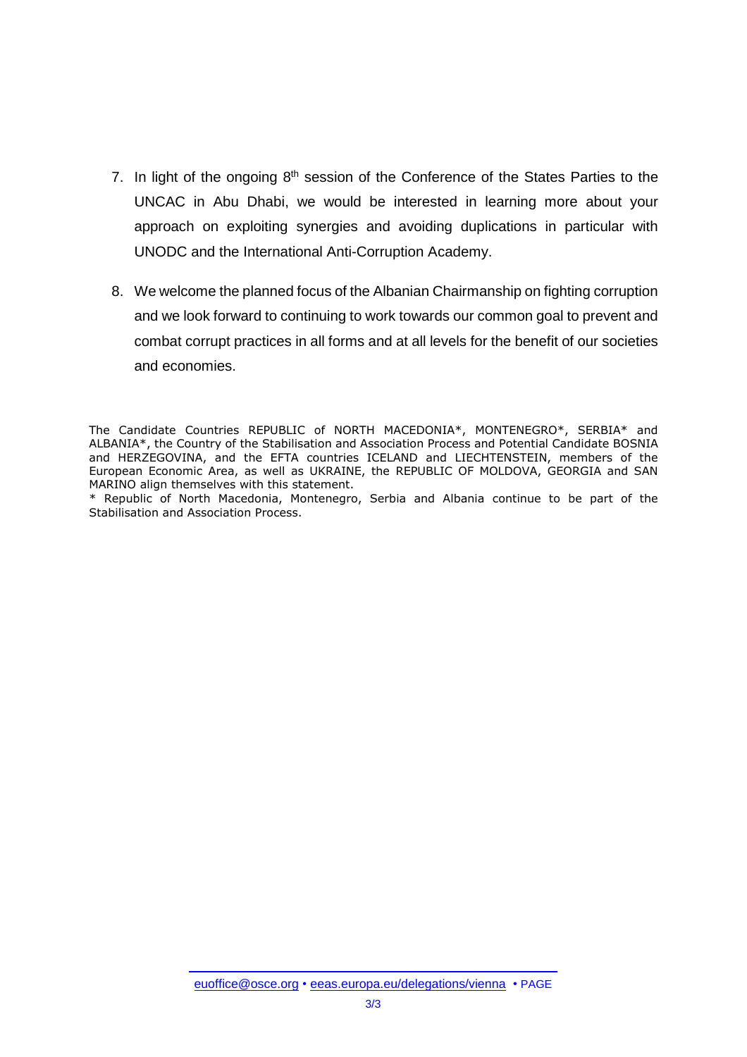7. In light of the ongoing 8th session of the Conference of the States Parties to the UNCAC in Abu Dhabi, we would be interested in learning more about your approach on exploiting synergies and avoiding duplications in particular with UNODC and the International Anti-Corruption Academy.

8. We welcome the planned focus of the Albanian Chairmanship on fighting corruption and we look forward to continuing to work towards our common goal to prevent and combat corrupt practices in all forms and at all levels for the benefit of our societies and economies.

The Candidate Countries REPUBLIC of NORTH MACEDONIA*, MONTENEGRO*, SERBIA* and ALBANIA*, the Country of the Stabilisation and Association Process and Potential Candidate BOSNIA and HERZEGOVINA, and the EFTA countries ICELAND and LIECHTENSTEIN, members of the European Economic Area, as well as UKRAINE, the REPUBLIC OF MOLDOVA, GEORGIA and SAN MARINO align themselves with this statement.

* Republic of North Macedonia, Montenegro, Serbia and Albania continue to be part of the Stabilisation and Association Process.